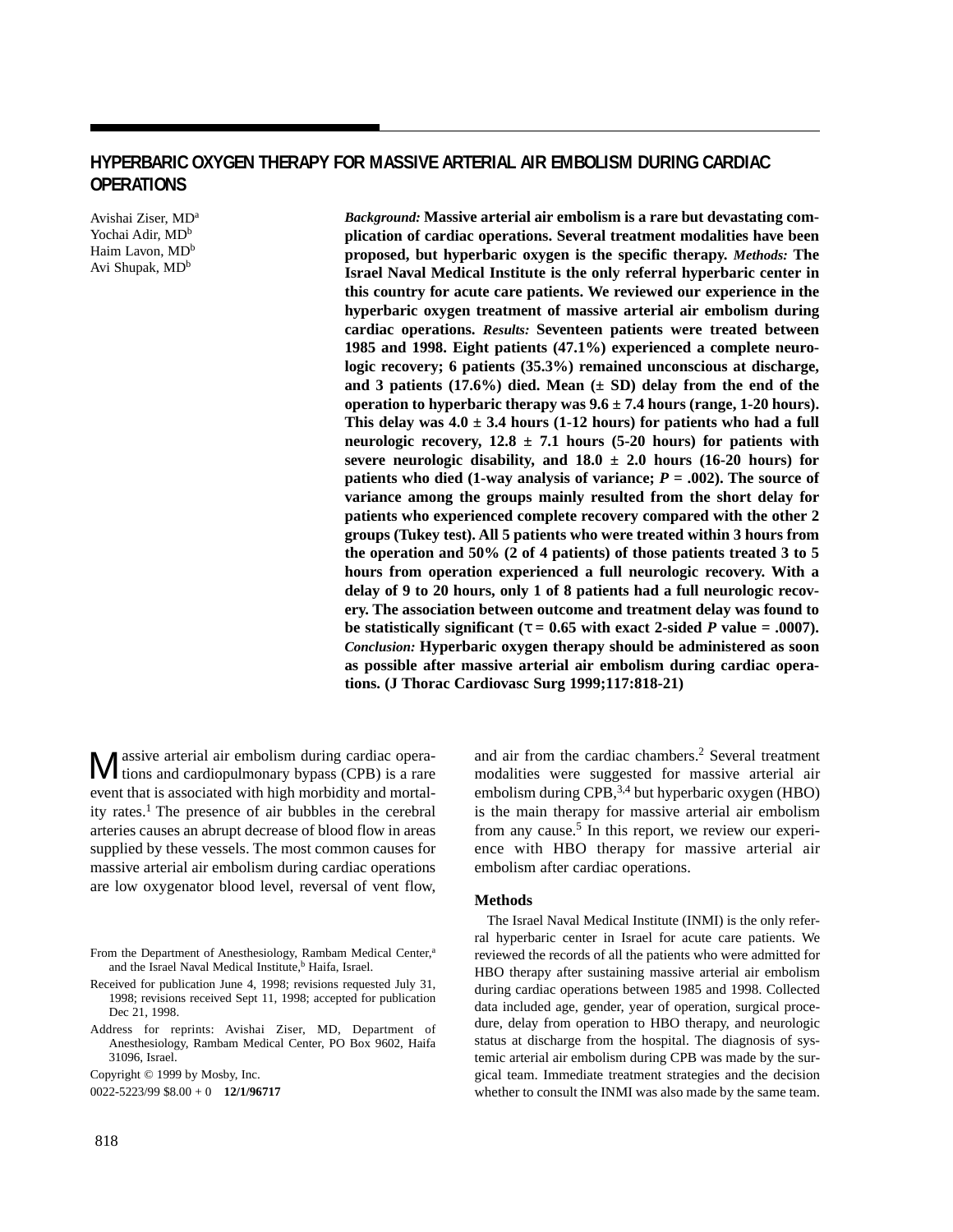# HYPERBARIC OXYGEN THERAPY FOR MASSIVE ARTERIAL AIR EMBOLISM DURING CARDIAC OPERATIONS

Avishai Ziser, MD[a]
Yochai Adir, MD[b]
Haim Lavon, MD[b]
Avi Shupak, MD[b]

***Background:*** **Massive arterial air embolism is a rare but devastating complication of cardiac operations. Several treatment modalities have been proposed, but hyperbaric oxygen is the specific therapy.** ***Methods:*** **The Israel Naval Medical Institute is the only referral hyperbaric center in this country for acute care patients. We reviewed our experience in the hyperbaric oxygen treatment of massive arterial air embolism during cardiac operations.** ***Results:*** **Seventeen patients were treated between 1985 and 1998. Eight patients (47.1%) experienced a complete neurologic recovery; 6 patients (35.3%) remained unconscious at discharge, and 3 patients (17.6%) died. Mean (± SD) delay from the end of the operation to hyperbaric therapy was 9.6 ± 7.4 hours (range, 1-20 hours). This delay was 4.0 ± 3.4 hours (1-12 hours) for patients who had a full neurologic recovery, 12.8 ± 7.1 hours (5-20 hours) for patients with severe neurologic disability, and 18.0 ± 2.0 hours (16-20 hours) for patients who died (1-way analysis of variance; *P* = .002). The source of variance among the groups mainly resulted from the short delay for patients who experienced complete recovery compared with the other 2 groups (Tukey test). All 5 patients who were treated within 3 hours from the operation and 50% (2 of 4 patients) of those patients treated 3 to 5 hours from operation experienced a full neurologic recovery. With a delay of 9 to 20 hours, only 1 of 8 patients had a full neurologic recovery. The association between outcome and treatment delay was found to be statistically significant ($\tau = 0.65$ with exact 2-sided *P* value = .0007).** ***Conclusion:*** **Hyperbaric oxygen therapy should be administered as soon as possible after massive arterial air embolism during cardiac operations. (J Thorac Cardiovasc Surg 1999;117:818-21)**

Massive arterial air embolism during cardiac operations and cardiopulmonary bypass (CPB) is a rare event that is associated with high morbidity and mortality rates.[1] The presence of air bubbles in the cerebral arteries causes an abrupt decrease of blood flow in areas supplied by these vessels. The most common causes for massive arterial air embolism during cardiac operations are low oxygenator blood level, reversal of vent flow, and air from the cardiac chambers.[2] Several treatment modalities were suggested for massive arterial air embolism during CPB,[3,4] but hyperbaric oxygen (HBO) is the main therapy for massive arterial air embolism from any cause.[5] In this report, we review our experience with HBO therapy for massive arterial air embolism after cardiac operations.

From the Department of Anesthesiology, Rambam Medical Center,[a] and the Israel Naval Medical Institute,[b] Haifa, Israel.

Received for publication June 4, 1998; revisions requested July 31, 1998; revisions received Sept 11, 1998; accepted for publication Dec 21, 1998.

Address for reprints: Avishai Ziser, MD, Department of Anesthesiology, Rambam Medical Center, PO Box 9602, Haifa 31096, Israel.

Copyright © 1999 by Mosby, Inc.

0022-5223/99 $8.00 + 0 **12/1/96717**

## Methods

The Israel Naval Medical Institute (INMI) is the only referral hyperbaric center in Israel for acute care patients. We reviewed the records of all the patients who were admitted for HBO therapy after sustaining massive arterial air embolism during cardiac operations between 1985 and 1998. Collected data included age, gender, year of operation, surgical procedure, delay from operation to HBO therapy, and neurologic status at discharge from the hospital. The diagnosis of systemic arterial air embolism during CPB was made by the surgical team. Immediate treatment strategies and the decision whether to consult the INMI was also made by the same team.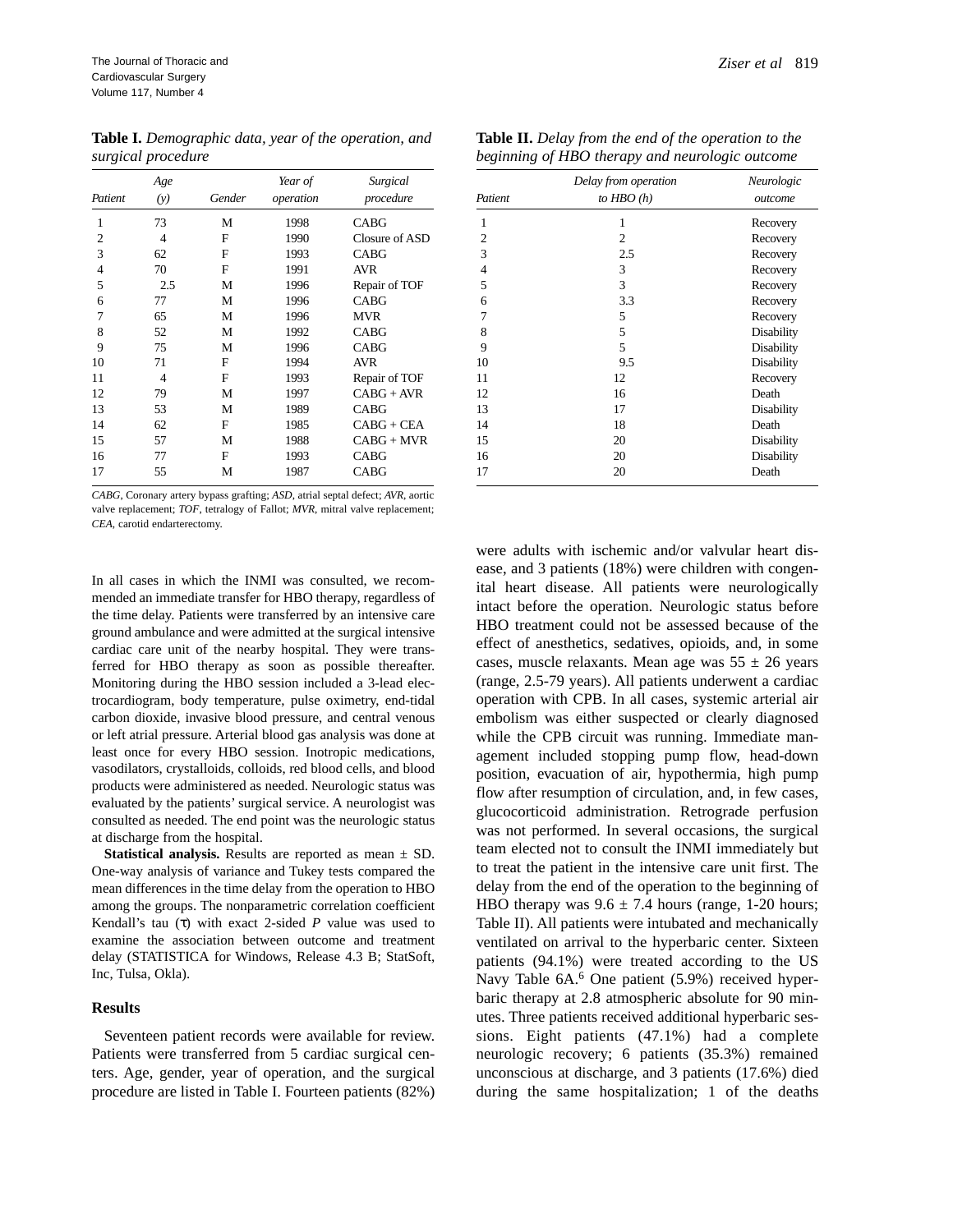**Table I.** *Demographic data, year of the operation, and surgical procedure*

| Patient | Age (y) | Gender | Year of operation | Surgical procedure |
|---|---|---|---|---|
| 1 | 73 | M | 1998 | CABG |
| 2 | 4 | F | 1990 | Closure of ASD |
| 3 | 62 | F | 1993 | CABG |
| 4 | 70 | F | 1991 | AVR |
| 5 | 2.5 | M | 1996 | Repair of TOF |
| 6 | 77 | M | 1996 | CABG |
| 7 | 65 | M | 1996 | MVR |
| 8 | 52 | M | 1992 | CABG |
| 9 | 75 | M | 1996 | CABG |
| 10 | 71 | F | 1994 | AVR |
| 11 | 4 | F | 1993 | Repair of TOF |
| 12 | 79 | M | 1997 | CABG + AVR |
| 13 | 53 | M | 1989 | CABG |
| 14 | 62 | F | 1985 | CABG + CEA |
| 15 | 57 | M | 1988 | CABG + MVR |
| 16 | 77 | F | 1993 | CABG |
| 17 | 55 | M | 1987 | CABG |

*CABG*, Coronary artery bypass grafting; *ASD*, atrial septal defect; *AVR*, aortic valve replacement; *TOF*, tetralogy of Fallot; *MVR*, mitral valve replacement; *CEA*, carotid endarterectomy.

**Table II.** *Delay from the end of the operation to the beginning of HBO therapy and neurologic outcome*

| Patient | Delay from operation to HBO (h) | Neurologic outcome |
|---|---|---|
| 1 | 1 | Recovery |
| 2 | 2 | Recovery |
| 3 | 2.5 | Recovery |
| 4 | 3 | Recovery |
| 5 | 3 | Recovery |
| 6 | 3.3 | Recovery |
| 7 | 5 | Recovery |
| 8 | 5 | Disability |
| 9 | 5 | Disability |
| 10 | 9.5 | Disability |
| 11 | 12 | Recovery |
| 12 | 16 | Death |
| 13 | 17 | Disability |
| 14 | 18 | Death |
| 15 | 20 | Disability |
| 16 | 20 | Disability |
| 17 | 20 | Death |

In all cases in which the INMI was consulted, we recommended an immediate transfer for HBO therapy, regardless of the time delay. Patients were transferred by an intensive care ground ambulance and were admitted at the surgical intensive cardiac care unit of the nearby hospital. They were transferred for HBO therapy as soon as possible thereafter. Monitoring during the HBO session included a 3-lead electrocardiogram, body temperature, pulse oximetry, end-tidal carbon dioxide, invasive blood pressure, and central venous or left atrial pressure. Arterial blood gas analysis was done at least once for every HBO session. Inotropic medications, vasodilators, crystalloids, colloids, red blood cells, and blood products were administered as needed. Neurologic status was evaluated by the patients' surgical service. A neurologist was consulted as needed. The end point was the neurologic status at discharge from the hospital.

**Statistical analysis.** Results are reported as mean ± SD. One-way analysis of variance and Tukey tests compared the mean differences in the time delay from the operation to HBO among the groups. The nonparametric correlation coefficient Kendall's tau ($\tau$) with exact 2-sided *P* value was used to examine the association between outcome and treatment delay (STATISTICA for Windows, Release 4.3 B; StatSoft, Inc, Tulsa, Okla).

## Results

Seventeen patient records were available for review. Patients were transferred from 5 cardiac surgical centers. Age, gender, year of operation, and the surgical procedure are listed in Table I. Fourteen patients (82%) were adults with ischemic and/or valvular heart disease, and 3 patients (18%) were children with congenital heart disease. All patients were neurologically intact before the operation. Neurologic status before HBO treatment could not be assessed because of the effect of anesthetics, sedatives, opioids, and, in some cases, muscle relaxants. Mean age was 55 ± 26 years (range, 2.5-79 years). All patients underwent a cardiac operation with CPB. In all cases, systemic arterial air embolism was either suspected or clearly diagnosed while the CPB circuit was running. Immediate management included stopping pump flow, head-down position, evacuation of air, hypothermia, high pump flow after resumption of circulation, and, in few cases, glucocorticoid administration. Retrograde perfusion was not performed. In several occasions, the surgical team elected not to consult the INMI immediately but to treat the patient in the intensive care unit first. The delay from the end of the operation to the beginning of HBO therapy was 9.6 ± 7.4 hours (range, 1-20 hours; Table II). All patients were intubated and mechanically ventilated on arrival to the hyperbaric center. Sixteen patients (94.1%) were treated according to the US Navy Table 6A.[6] One patient (5.9%) received hyperbaric therapy at 2.8 atmospheric absolute for 90 minutes. Three patients received additional hyperbaric sessions. Eight patients (47.1%) had a complete neurologic recovery; 6 patients (35.3%) remained unconscious at discharge, and 3 patients (17.6%) died during the same hospitalization; 1 of the deaths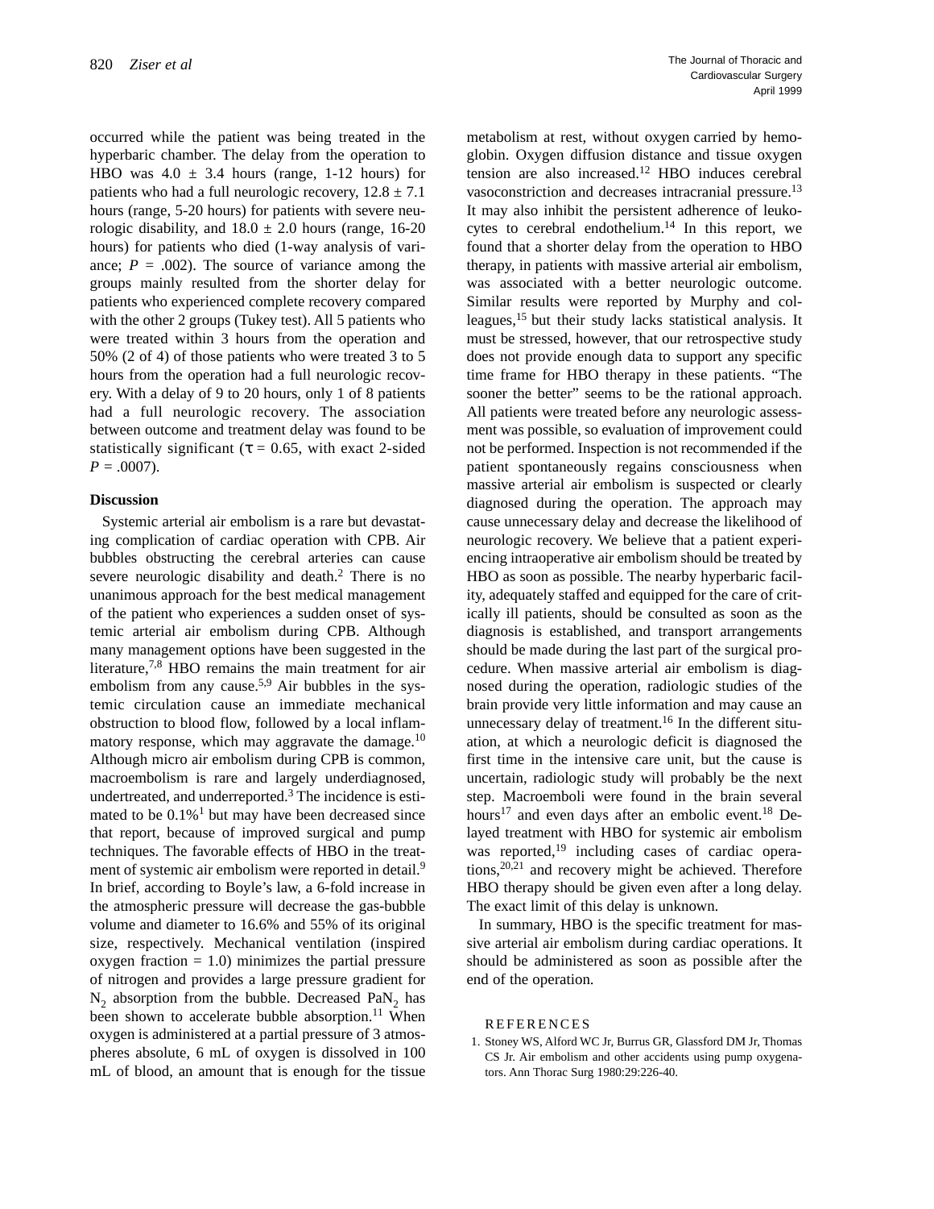occurred while the patient was being treated in the hyperbaric chamber. The delay from the operation to HBO was 4.0 ± 3.4 hours (range, 1-12 hours) for patients who had a full neurologic recovery, 12.8 ± 7.1 hours (range, 5-20 hours) for patients with severe neurologic disability, and 18.0 ± 2.0 hours (range, 16-20 hours) for patients who died (1-way analysis of variance; $P = .002$). The source of variance among the groups mainly resulted from the shorter delay for patients who experienced complete recovery compared with the other 2 groups (Tukey test). All 5 patients who were treated within 3 hours from the operation and 50% (2 of 4) of those patients who were treated 3 to 5 hours from the operation had a full neurologic recovery. With a delay of 9 to 20 hours, only 1 of 8 patients had a full neurologic recovery. The association between outcome and treatment delay was found to be statistically significant ($\tau = 0.65$, with exact 2-sided $P = .0007$).

## Discussion

Systemic arterial air embolism is a rare but devastating complication of cardiac operation with CPB. Air bubbles obstructing the cerebral arteries can cause severe neurologic disability and death.[2] There is no unanimous approach for the best medical management of the patient who experiences a sudden onset of systemic arterial air embolism during CPB. Although many management options have been suggested in the literature,[7,8] HBO remains the main treatment for air embolism from any cause.[5,9] Air bubbles in the systemic circulation cause an immediate mechanical obstruction to blood flow, followed by a local inflammatory response, which may aggravate the damage.[10] Although micro air embolism during CPB is common, macroembolism is rare and largely underdiagnosed, undertreated, and underreported.[3] The incidence is estimated to be 0.1%[1] but may have been decreased since that report, because of improved surgical and pump techniques. The favorable effects of HBO in the treatment of systemic air embolism were reported in detail.[9] In brief, according to Boyle's law, a 6-fold increase in the atmospheric pressure will decrease the gas-bubble volume and diameter to 16.6% and 55% of its original size, respectively. Mechanical ventilation (inspired oxygen fraction = 1.0) minimizes the partial pressure of nitrogen and provides a large pressure gradient for $N_2$ absorption from the bubble. Decreased $PaN_2$ has been shown to accelerate bubble absorption.[11] When oxygen is administered at a partial pressure of 3 atmospheres absolute, 6 mL of oxygen is dissolved in 100 mL of blood, an amount that is enough for the tissue metabolism at rest, without oxygen carried by hemoglobin. Oxygen diffusion distance and tissue oxygen tension are also increased.[12] HBO induces cerebral vasoconstriction and decreases intracranial pressure.[13] It may also inhibit the persistent adherence of leukocytes to cerebral endothelium.[14] In this report, we found that a shorter delay from the operation to HBO therapy, in patients with massive arterial air embolism, was associated with a better neurologic outcome. Similar results were reported by Murphy and colleagues,[15] but their study lacks statistical analysis. It must be stressed, however, that our retrospective study does not provide enough data to support any specific time frame for HBO therapy in these patients. "The sooner the better" seems to be the rational approach. All patients were treated before any neurologic assessment was possible, so evaluation of improvement could not be performed. Inspection is not recommended if the patient spontaneously regains consciousness when massive arterial air embolism is suspected or clearly diagnosed during the operation. The approach may cause unnecessary delay and decrease the likelihood of neurologic recovery. We believe that a patient experiencing intraoperative air embolism should be treated by HBO as soon as possible. The nearby hyperbaric facility, adequately staffed and equipped for the care of critically ill patients, should be consulted as soon as the diagnosis is established, and transport arrangements should be made during the last part of the surgical procedure. When massive arterial air embolism is diagnosed during the operation, radiologic studies of the brain provide very little information and may cause an unnecessary delay of treatment.[16] In the different situation, at which a neurologic deficit is diagnosed the first time in the intensive care unit, but the cause is uncertain, radiologic study will probably be the next step. Macroemboli were found in the brain several hours[17] and even days after an embolic event.[18] Delayed treatment with HBO for systemic air embolism was reported,[19] including cases of cardiac operations,[20,21] and recovery might be achieved. Therefore HBO therapy should be given even after a long delay. The exact limit of this delay is unknown.

In summary, HBO is the specific treatment for massive arterial air embolism during cardiac operations. It should be administered as soon as possible after the end of the operation.

## REFERENCES

1. Stoney WS, Alford WC Jr, Burrus GR, Glassford DM Jr, Thomas CS Jr. Air embolism and other accidents using pump oxygenators. Ann Thorac Surg 1980:29:226-40.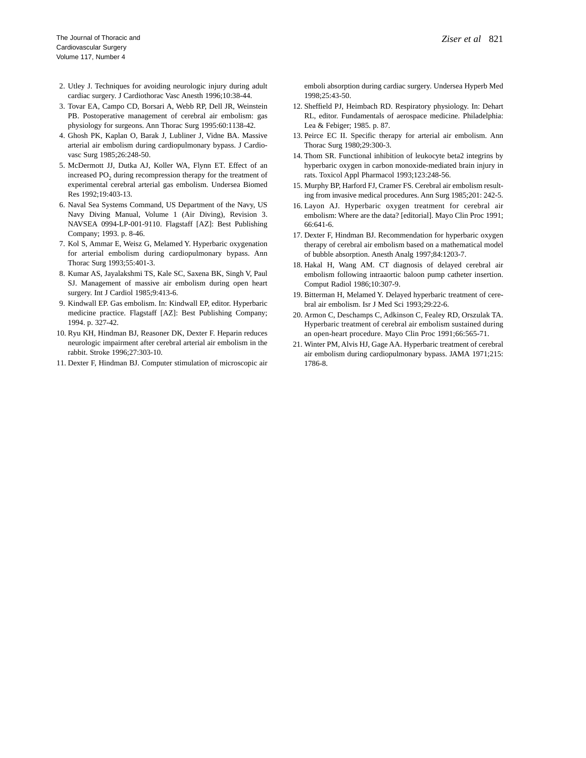2. Utley J. Techniques for avoiding neurologic injury during adult cardiac surgery. J Cardiothorac Vasc Anesth 1996;10:38-44.
3. Tovar EA, Campo CD, Borsari A, Webb RP, Dell JR, Weinstein PB. Postoperative management of cerebral air embolism: gas physiology for surgeons. Ann Thorac Surg 1995:60:1138-42.
4. Ghosh PK, Kaplan O, Barak J, Lubliner J, Vidne BA. Massive arterial air embolism during cardiopulmonary bypass. J Cardiovasc Surg 1985;26:248-50.
5. McDermott JJ, Dutka AJ, Koller WA, Flynn ET. Effect of an increased $PO_2$ during recompression therapy for the treatment of experimental cerebral arterial gas embolism. Undersea Biomed Res 1992;19:403-13.
6. Naval Sea Systems Command, US Department of the Navy, US Navy Diving Manual, Volume 1 (Air Diving), Revision 3. NAVSEA 0994-LP-001-9110. Flagstaff [AZ]: Best Publishing Company; 1993. p. 8-46.
7. Kol S, Ammar E, Weisz G, Melamed Y. Hyperbaric oxygenation for arterial embolism during cardiopulmonary bypass. Ann Thorac Surg 1993;55:401-3.
8. Kumar AS, Jayalakshmi TS, Kale SC, Saxena BK, Singh V, Paul SJ. Management of massive air embolism during open heart surgery. Int J Cardiol 1985;9:413-6.
9. Kindwall EP. Gas embolism. In: Kindwall EP, editor. Hyperbaric medicine practice. Flagstaff [AZ]: Best Publishing Company; 1994. p. 327-42.
10. Ryu KH, Hindman BJ, Reasoner DK, Dexter F. Heparin reduces neurologic impairment after cerebral arterial air embolism in the rabbit. Stroke 1996;27:303-10.
11. Dexter F, Hindman BJ. Computer stimulation of microscopic air emboli absorption during cardiac surgery. Undersea Hyperb Med 1998;25:43-50.
12. Sheffield PJ, Heimbach RD. Respiratory physiology. In: Dehart RL, editor. Fundamentals of aerospace medicine. Philadelphia: Lea & Febiger; 1985. p. 87.
13. Peirce EC II. Specific therapy for arterial air embolism. Ann Thorac Surg 1980;29:300-3.
14. Thom SR. Functional inhibition of leukocyte beta2 integrins by hyperbaric oxygen in carbon monoxide-mediated brain injury in rats. Toxicol Appl Pharmacol 1993;123:248-56.
15. Murphy BP, Harford FJ, Cramer FS. Cerebral air embolism resulting from invasive medical procedures. Ann Surg 1985;201: 242-5.
16. Layon AJ. Hyperbaric oxygen treatment for cerebral air embolism: Where are the data? [editorial]. Mayo Clin Proc 1991; 66:641-6.
17. Dexter F, Hindman BJ. Recommendation for hyperbaric oxygen therapy of cerebral air embolism based on a mathematical model of bubble absorption. Anesth Analg 1997;84:1203-7.
18. Hakal H, Wang AM. CT diagnosis of delayed cerebral air embolism following intraaortic baloon pump catheter insertion. Comput Radiol 1986;10:307-9.
19. Bitterman H, Melamed Y. Delayed hyperbaric treatment of cerebral air embolism. Isr J Med Sci 1993;29:22-6.
20. Armon C, Deschamps C, Adkinson C, Fealey RD, Orszulak TA. Hyperbaric treatment of cerebral air embolism sustained during an open-heart procedure. Mayo Clin Proc 1991;66:565-71.
21. Winter PM, Alvis HJ, Gage AA. Hyperbaric treatment of cerebral air embolism during cardiopulmonary bypass. JAMA 1971;215: 1786-8.